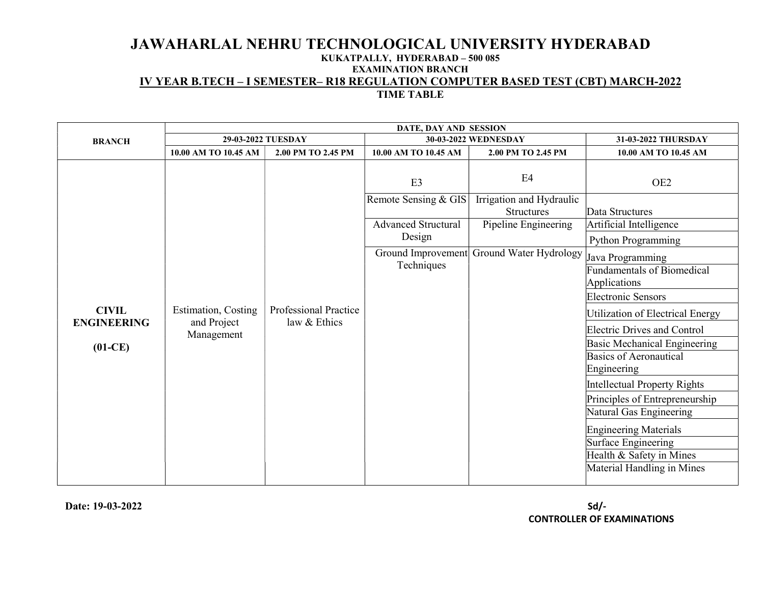# JAWAHARLAL NEHRU TECHNOLOGICAL UNIVERSITY HYDERABAD

**KUKATPALLY, HYDERABAD – 500 085**

**EXAMINATION BRANCH**

**IV YEAR B.TECH – I SEMESTER– R18 REGULATION COMPUTER BASED TEST (CBT) MARCH-2022**

**TIME TABLE**

| BRANCH | DATE, DAY AND SESSION | | | | |
|---|---|---|---|---|---|
| | 29-03-2022 TUESDAY | | 30-03-2022 WEDNESDAY | | 31-03-2022 THURSDAY |
| | 10.00 AM TO 10.45 AM | 2.00 PM TO 2.45 PM | 10.00 AM TO 10.45 AM | 2.00 PM TO 2.45 PM | 10.00 AM TO 10.45 AM |
| **CIVIL ENGINEERING (01-CE)** | Estimation, Costing and Project Management | Professional Practice law & Ethics | E3 | E4 | OE2 |
| | | | Remote Sensing & GIS | Irrigation and Hydraulic Structures | Data Structures |
| | | | Advanced Structural Design | Pipeline Engineering | Artificial Intelligence |
| | | | | | Python Programming |
| | | | Ground Improvement Techniques | Ground Water Hydrology | Java Programming |
| | | | | | Fundamentals of Biomedical Applications |
| | | | | | Electronic Sensors |
| | | | | | Utilization of Electrical Energy |
| | | | | | Electric Drives and Control |
| | | | | | Basic Mechanical Engineering |
| | | | | | Basics of Aeronautical Engineering |
| | | | | | Intellectual Property Rights |
| | | | | | Principles of Entrepreneurship |
| | | | | | Natural Gas Engineering |
| | | | | | Engineering Materials |
| | | | | | Surface Engineering |
| | | | | | Health & Safety in Mines |
| | | | | | Material Handling in Mines |

**Date: 19-03-2022**

**Sd/-**
**CONTROLLER OF EXAMINATIONS**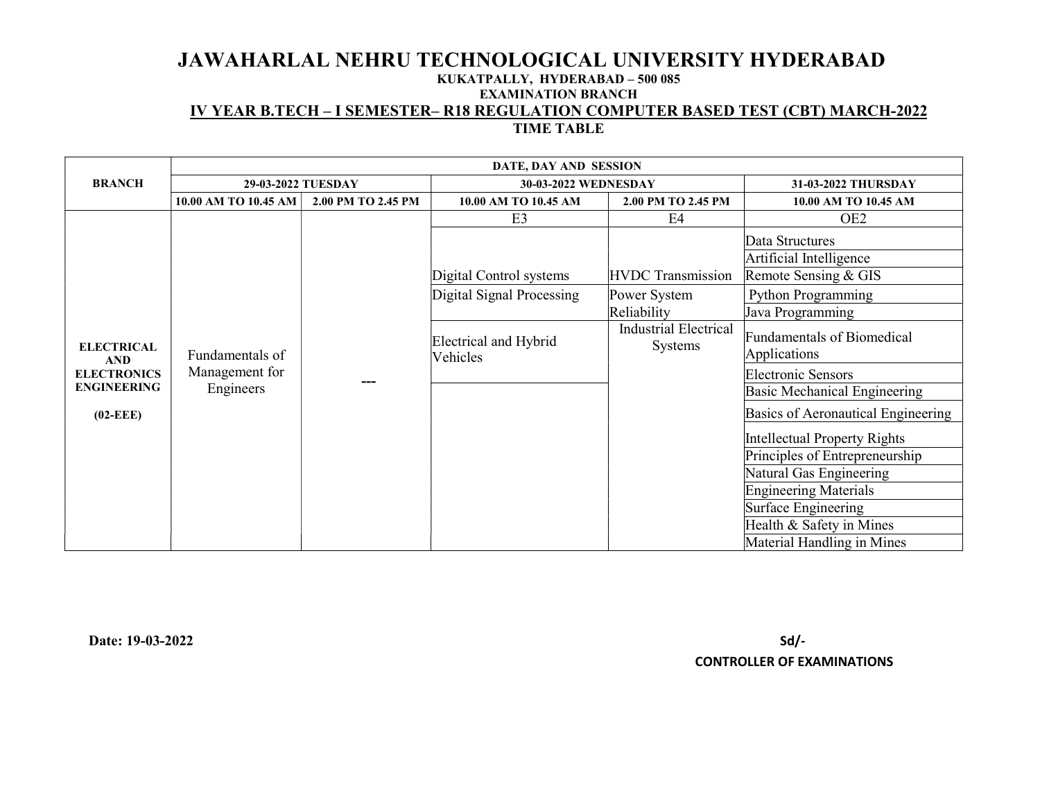# JAWAHARLAL NEHRU TECHNOLOGICAL UNIVERSITY HYDERABAD

**KUKATPALLY, HYDERABAD – 500 085**

**EXAMINATION BRANCH**

**IV YEAR B.TECH – I SEMESTER– R18 REGULATION COMPUTER BASED TEST (CBT) MARCH-2022**

**TIME TABLE**

| BRANCH | DATE, DAY AND SESSION | | | | |
|---|---|---|---|---|---|
| | 29-03-2022 TUESDAY | | 30-03-2022 WEDNESDAY | | 31-03-2022 THURSDAY |
| | 10.00 AM TO 10.45 AM | 2.00 PM TO 2.45 PM | 10.00 AM TO 10.45 AM | 2.00 PM TO 2.45 PM | 10.00 AM TO 10.45 AM |
| | | | E3 | E4 | OE2 |
| ELECTRICAL AND ELECTRONICS ENGINEERING (02-EEE) | Fundamentals of Management for Engineers | --- | Digital Control systems | HVDC Transmission | Data Structures |
| | | | Digital Signal Processing | Power System Reliability | Artificial Intelligence |
| | | | Electrical and Hybrid Vehicles | Industrial Electrical Systems | Remote Sensing & GIS |
| | | | | | Python Programming |
| | | | | | Java Programming |
| | | | | | Fundamentals of Biomedical Applications |
| | | | | | Electronic Sensors |
| | | | | | Basic Mechanical Engineering |
| | | | | | Basics of Aeronautical Engineering |
| | | | | | Intellectual Property Rights |
| | | | | | Principles of Entrepreneurship |
| | | | | | Natural Gas Engineering |
| | | | | | Engineering Materials |
| | | | | | Surface Engineering |
| | | | | | Health & Safety in Mines |
| | | | | | Material Handling in Mines |

**Date: 19-03-2022**

**Sd/-**

**CONTROLLER OF EXAMINATIONS**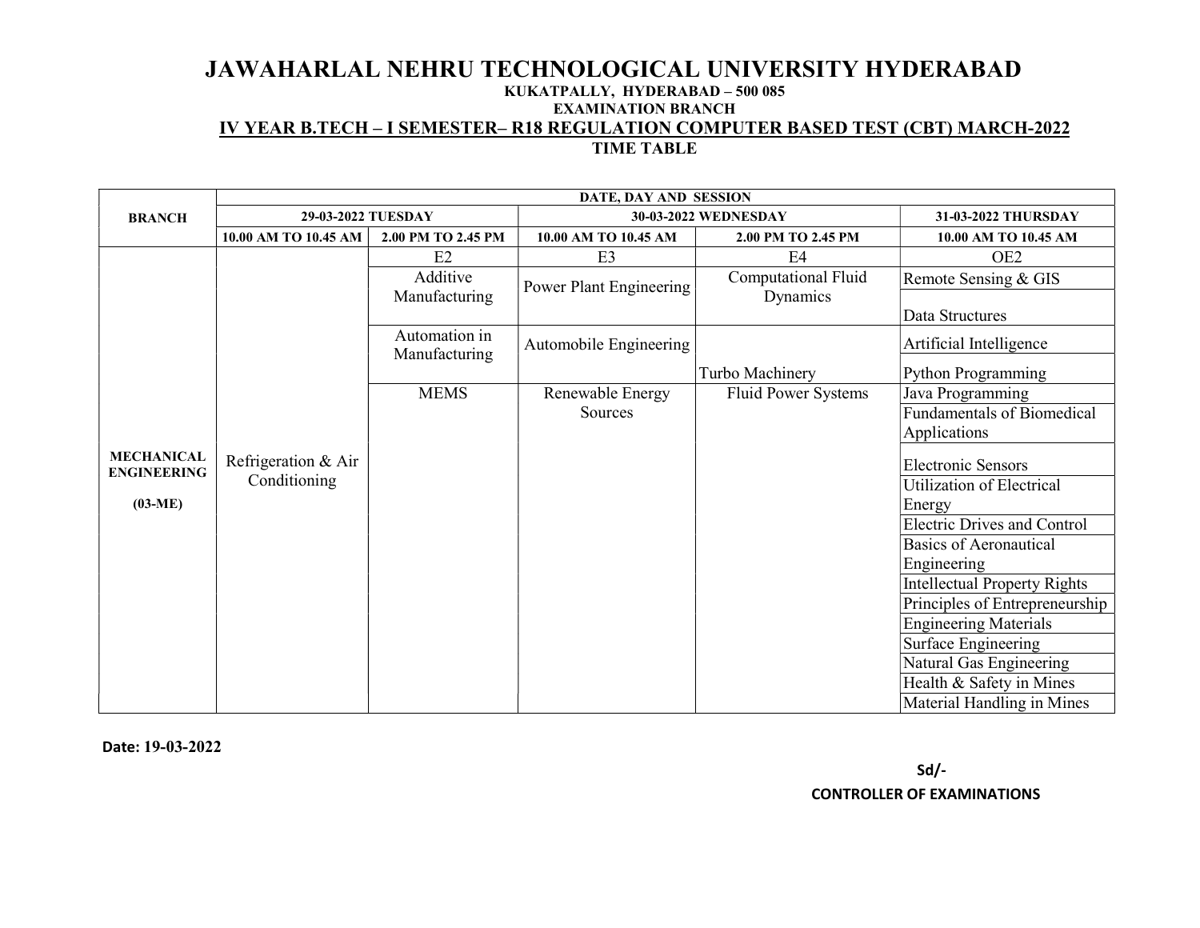# JAWAHARLAL NEHRU TECHNOLOGICAL UNIVERSITY HYDERABAD

**KUKATPALLY, HYDERABAD – 500 085**

**EXAMINATION BRANCH**

**IV YEAR B.TECH – I SEMESTER– R18 REGULATION COMPUTER BASED TEST (CBT) MARCH-2022**

**TIME TABLE**

| BRANCH | DATE, DAY AND SESSION | | | | |
|---|---|---|---|---|---|
| | 29-03-2022 TUESDAY | | 30-03-2022 WEDNESDAY | | 31-03-2022 THURSDAY |
| | 10.00 AM TO 10.45 AM | 2.00 PM TO 2.45 PM | 10.00 AM TO 10.45 AM | 2.00 PM TO 2.45 PM | 10.00 AM TO 10.45 AM |
| MECHANICAL ENGINEERING (03-ME) | Refrigeration & Air Conditioning | E2 | E3 | E4 | OE2 |
| | | Additive Manufacturing | Power Plant Engineering | Computational Fluid Dynamics | Remote Sensing & GIS |
| | | | | | Data Structures |
| | | Automation in Manufacturing | Automobile Engineering | | Artificial Intelligence |
| | | | | Turbo Machinery | Python Programming |
| | | MEMS | Renewable Energy Sources | Fluid Power Systems | Java Programming |
| | | | | | Fundamentals of Biomedical Applications |
| | | | | | Electronic Sensors |
| | | | | | Utilization of Electrical Energy |
| | | | | | Electric Drives and Control |
| | | | | | Basics of Aeronautical Engineering |
| | | | | | Intellectual Property Rights |
| | | | | | Principles of Entrepreneurship |
| | | | | | Engineering Materials |
| | | | | | Surface Engineering |
| | | | | | Natural Gas Engineering |
| | | | | | Health & Safety in Mines |
| | | | | | Material Handling in Mines |

**Date: 19-03-2022**

**Sd/-**

**CONTROLLER OF EXAMINATIONS**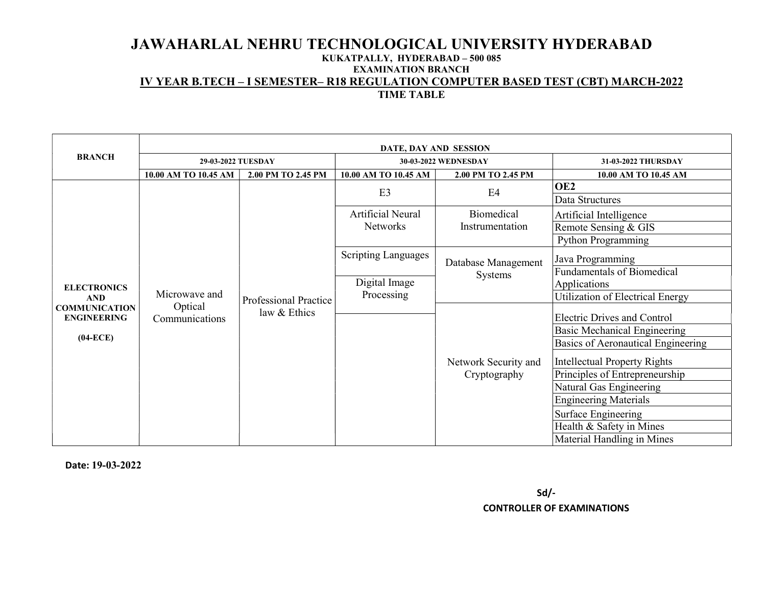# JAWAHARLAL NEHRU TECHNOLOGICAL UNIVERSITY HYDERABAD

**KUKATPALLY, HYDERABAD – 500 085**

**EXAMINATION BRANCH**

**IV YEAR B.TECH – I SEMESTER– R18 REGULATION COMPUTER BASED TEST (CBT) MARCH-2022**

**TIME TABLE**

| BRANCH | DATE, DAY AND SESSION | | | | |
|---|---|---|---|---|---|
| | 29-03-2022 TUESDAY | | 30-03-2022 WEDNESDAY | | 31-03-2022 THURSDAY |
| | 10.00 AM TO 10.45 AM | 2.00 PM TO 2.45 PM | 10.00 AM TO 10.45 AM | 2.00 PM TO 2.45 PM | 10.00 AM TO 10.45 AM |
| ELECTRONICS AND COMMUNICATION ENGINEERING (04-ECE) | Microwave and Optical Communications | Professional Practice law & Ethics | E3 | E4 | **OE2** |
| | | | | | Data Structures |
| | | | Artificial Neural Networks | Biomedical Instrumentation | Artificial Intelligence |
| | | | | | Remote Sensing & GIS |
| | | | | | Python Programming |
| | | | Scripting Languages | Database Management Systems | Java Programming |
| | | | Digital Image Processing | | Fundamentals of Biomedical Applications |
| | | | | | Utilization of Electrical Energy |
| | | | | Network Security and Cryptography | Electric Drives and Control |
| | | | | | Basic Mechanical Engineering |
| | | | | | Basics of Aeronautical Engineering |
| | | | | | Intellectual Property Rights |
| | | | | | Principles of Entrepreneurship |
| | | | | | Natural Gas Engineering |
| | | | | | Engineering Materials |
| | | | | | Surface Engineering |
| | | | | | Health & Safety in Mines |
| | | | | | Material Handling in Mines |

**Date: 19-03-2022**

**Sd/-**

**CONTROLLER OF EXAMINATIONS**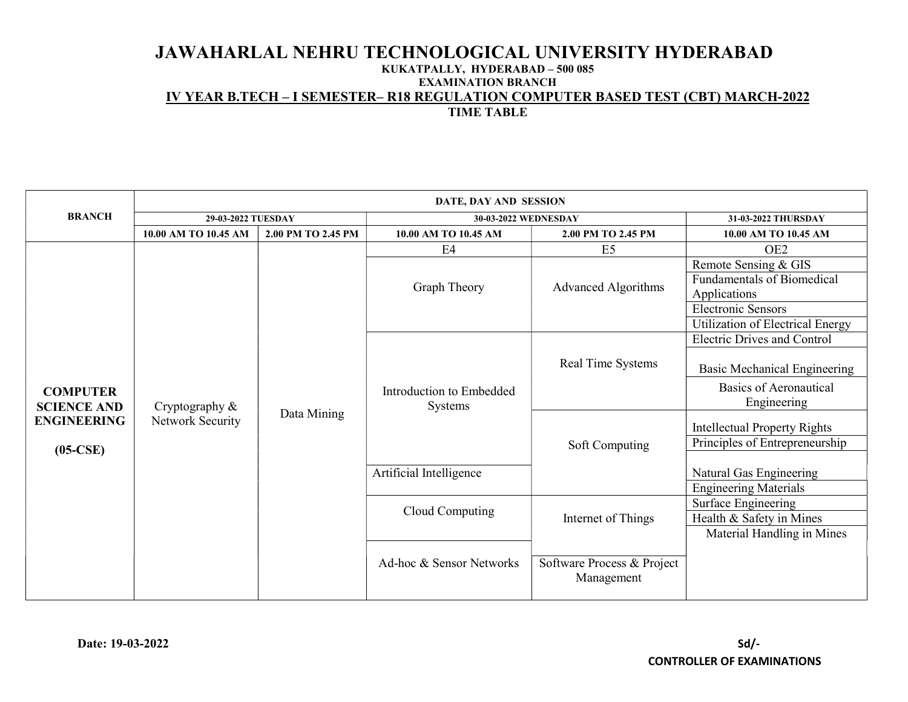# JAWAHARLAL NEHRU TECHNOLOGICAL UNIVERSITY HYDERABAD

**KUKATPALLY, HYDERABAD – 500 085**

**EXAMINATION BRANCH**

**IV YEAR B.TECH – I SEMESTER– R18 REGULATION COMPUTER BASED TEST (CBT) MARCH-2022**

**TIME TABLE**

| BRANCH | DATE, DAY AND SESSION | | | | |
|---|---|---|---|---|---|
| | 29-03-2022 TUESDAY | | 30-03-2022 WEDNESDAY | | 31-03-2022 THURSDAY |
| | 10.00 AM TO 10.45 AM | 2.00 PM TO 2.45 PM | 10.00 AM TO 10.45 AM | 2.00 PM TO 2.45 PM | 10.00 AM TO 10.45 AM |
| **COMPUTER SCIENCE AND ENGINEERING (05-CSE)** | Cryptography & Network Security | Data Mining | E4 | E5 | OE2 |
| | | | Graph Theory | Advanced Algorithms | Remote Sensing & GIS |
| | | | | | Fundamentals of Biomedical Applications |
| | | | | | Electronic Sensors |
| | | | | | Utilization of Electrical Energy |
| | | | Introduction to Embedded Systems | Real Time Systems | Electric Drives and Control |
| | | | | | Basic Mechanical Engineering |
| | | | | | Basics of Aeronautical Engineering |
| | | | | Soft Computing | Intellectual Property Rights |
| | | | | | Principles of Entrepreneurship |
| | | | Artificial Intelligence | | Natural Gas Engineering |
| | | | | | Engineering Materials |
| | | | Cloud Computing | Internet of Things | Surface Engineering |
| | | | | | Health & Safety in Mines |
| | | | | | Material Handling in Mines |
| | | | Ad-hoc & Sensor Networks | Software Process & Project Management | |

**Date: 19-03-2022**

**Sd/-**

**CONTROLLER OF EXAMINATIONS**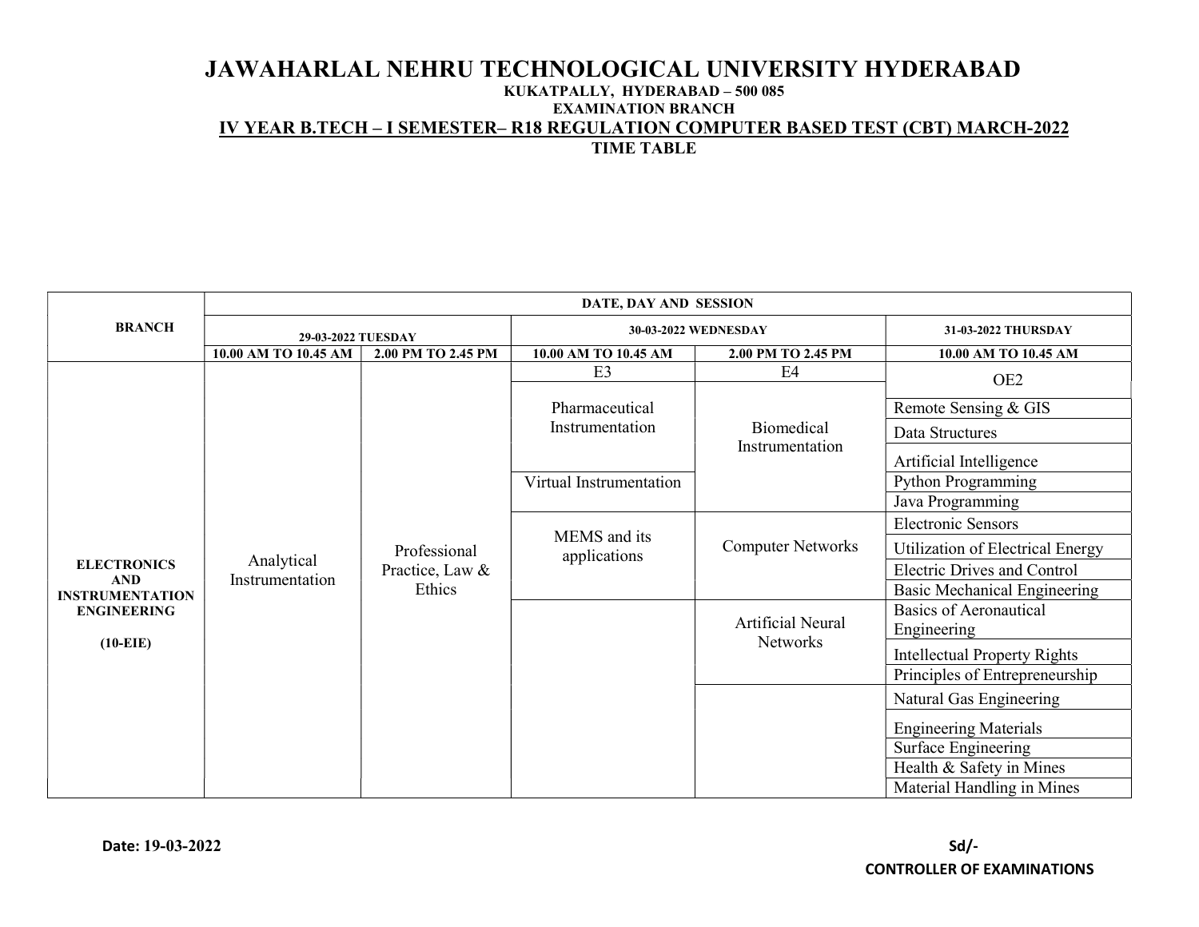# JAWAHARLAL NEHRU TECHNOLOGICAL UNIVERSITY HYDERABAD

**KUKATPALLY, HYDERABAD – 500 085**

**EXAMINATION BRANCH**

**IV YEAR B.TECH – I SEMESTER– R18 REGULATION COMPUTER BASED TEST (CBT) MARCH-2022**

**TIME TABLE**

| BRANCH | DATE, DAY AND SESSION | | | | |
|---|---|---|---|---|---|
| | 29-03-2022 TUESDAY | | 30-03-2022 WEDNESDAY | | 31-03-2022 THURSDAY |
| | 10.00 AM TO 10.45 AM | 2.00 PM TO 2.45 PM | 10.00 AM TO 10.45 AM | 2.00 PM TO 2.45 PM | 10.00 AM TO 10.45 AM |
| ELECTRONICS AND INSTRUMENTATION ENGINEERING (10-EIE) | Analytical Instrumentation | Professional Practice, Law & Ethics | E3 | E4 | OE2 |
| | | | Pharmaceutical Instrumentation | Biomedical Instrumentation | Remote Sensing & GIS |
| | | | | | Data Structures |
| | | | | | Artificial Intelligence |
| | | | Virtual Instrumentation | | Python Programming |
| | | | | | Java Programming |
| | | | MEMS and its applications | Computer Networks | Electronic Sensors |
| | | | | | Utilization of Electrical Energy |
| | | | | | Electric Drives and Control |
| | | | | | Basic Mechanical Engineering |
| | | | | Artificial Neural Networks | Basics of Aeronautical Engineering |
| | | | | | Intellectual Property Rights |
| | | | | | Principles of Entrepreneurship |
| | | | | | Natural Gas Engineering |
| | | | | | Engineering Materials |
| | | | | | Surface Engineering |
| | | | | | Health & Safety in Mines |
| | | | | | Material Handling in Mines |

**Date: 19-03-2022**

**Sd/-**

**CONTROLLER OF EXAMINATIONS**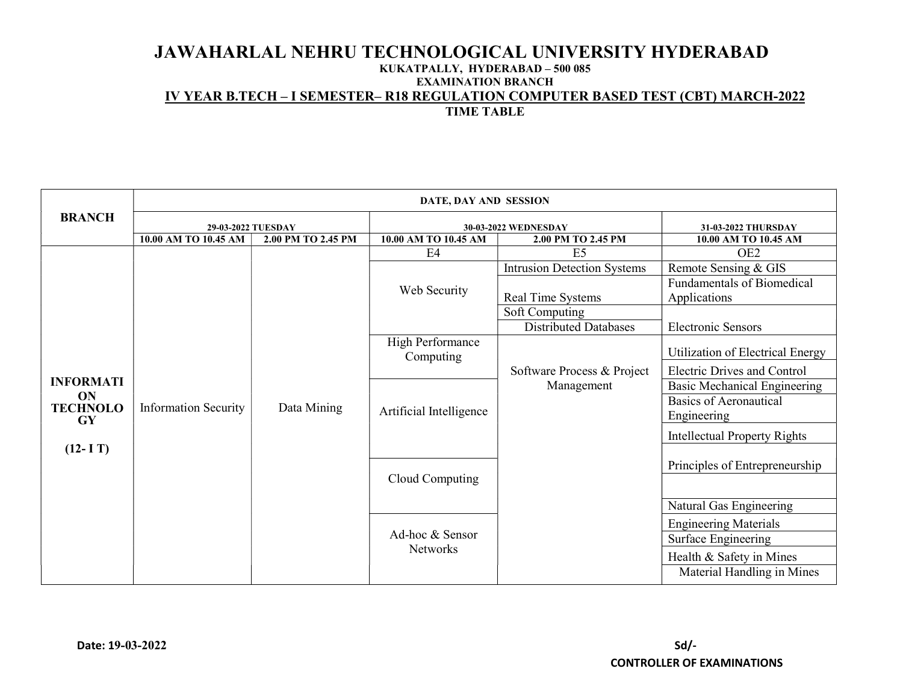# JAWAHARLAL NEHRU TECHNOLOGICAL UNIVERSITY HYDERABAD

**KUKATPALLY, HYDERABAD – 500 085**

**EXAMINATION BRANCH**

**IV YEAR B.TECH – I SEMESTER– R18 REGULATION COMPUTER BASED TEST (CBT) MARCH-2022**

**TIME TABLE**

| BRANCH | DATE, DAY AND SESSION | | | | |
|---|---|---|---|---|---|
| | 29-03-2022 TUESDAY | | 30-03-2022 WEDNESDAY | | 31-03-2022 THURSDAY |
| | 10.00 AM TO 10.45 AM | 2.00 PM TO 2.45 PM | 10.00 AM TO 10.45 AM | 2.00 PM TO 2.45 PM | 10.00 AM TO 10.45 AM |
| INFORMATION TECHNOLOGY (12- I T) | Information Security | Data Mining | E4 | E5 | OE2 |
| | | | Web Security | Intrusion Detection Systems | Remote Sensing & GIS |
| | | | | Real Time Systems | Fundamentals of Biomedical Applications |
| | | | | Soft Computing | |
| | | | | Distributed Databases | Electronic Sensors |
| | | | High Performance Computing | Software Process & Project Management | Utilization of Electrical Energy |
| | | | | | Electric Drives and Control |
| | | | Artificial Intelligence | | Basic Mechanical Engineering |
| | | | | | Basics of Aeronautical Engineering |
| | | | | | Intellectual Property Rights |
| | | | | | Principles of Entrepreneurship |
| | | | Cloud Computing | | |
| | | | | | Natural Gas Engineering |
| | | | Ad-hoc & Sensor Networks | | Engineering Materials |
| | | | | | Surface Engineering |
| | | | | | Health & Safety in Mines |
| | | | | | Material Handling in Mines |

**Date: 19-03-2022**

**Sd/-**

**CONTROLLER OF EXAMINATIONS**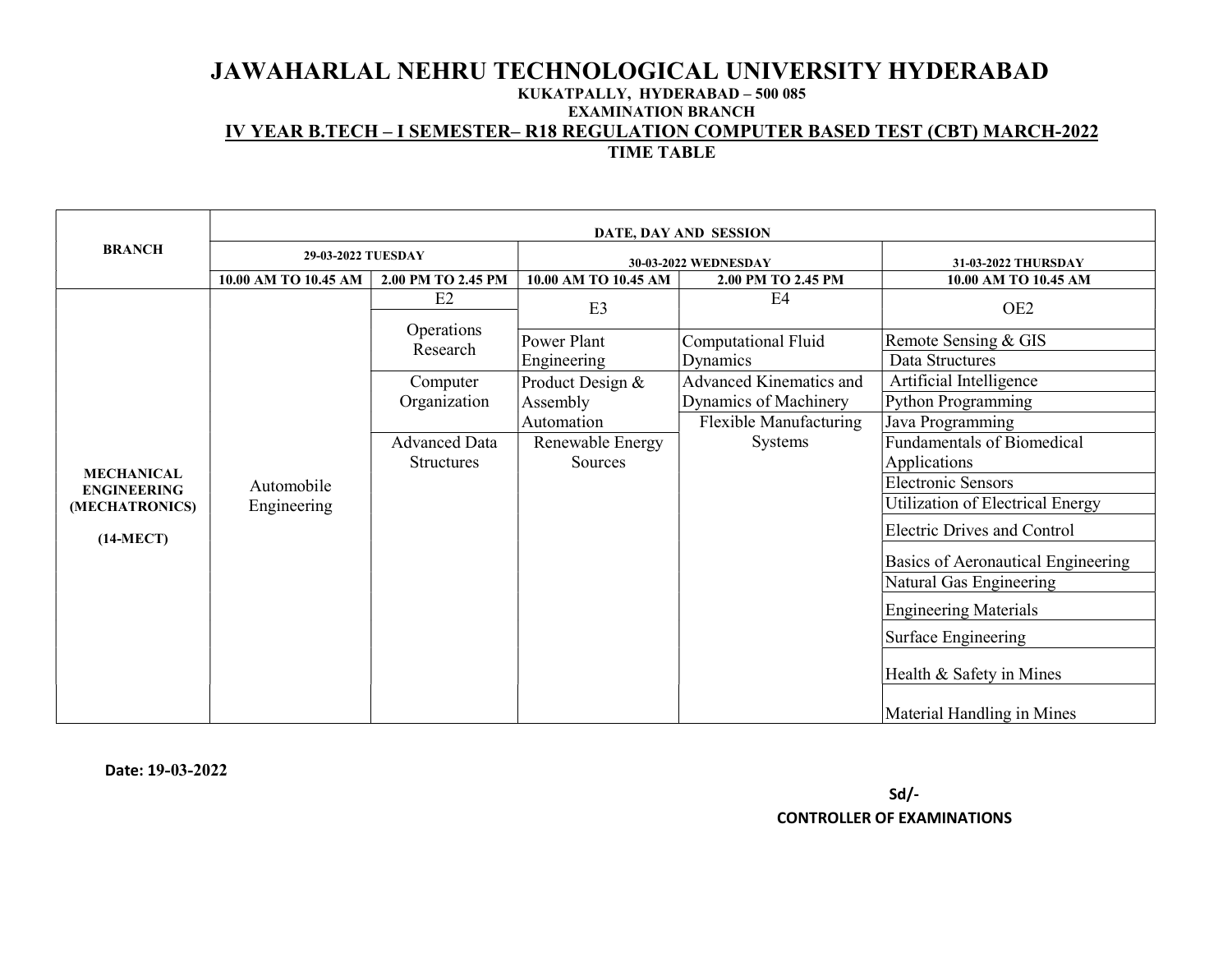# JAWAHARLAL NEHRU TECHNOLOGICAL UNIVERSITY HYDERABAD

**KUKATPALLY, HYDERABAD – 500 085**

**EXAMINATION BRANCH**

**IV YEAR B.TECH – I SEMESTER– R18 REGULATION COMPUTER BASED TEST (CBT) MARCH-2022**

**TIME TABLE**

| BRANCH | DATE, DAY AND SESSION | | | | |
|---|---|---|---|---|---|
| | 29-03-2022 TUESDAY | | 30-03-2022 WEDNESDAY | | 31-03-2022 THURSDAY |
| | 10.00 AM TO 10.45 AM | 2.00 PM TO 2.45 PM | 10.00 AM TO 10.45 AM | 2.00 PM TO 2.45 PM | 10.00 AM TO 10.45 AM |
| MECHANICAL ENGINEERING (MECHATRONICS) (14-MECT) | Automobile Engineering | E2 | E3 | E4 | OE2 |
| | | Operations Research | Power Plant Engineering | Computational Fluid Dynamics | Remote Sensing & GIS |
| | | | | | Data Structures |
| | | Computer Organization | Product Design & Assembly Automation | Advanced Kinematics and Dynamics of Machinery | Artificial Intelligence |
| | | | | | Python Programming |
| | | | | Flexible Manufacturing Systems | Java Programming |
| | | Advanced Data Structures | Renewable Energy Sources | | Fundamentals of Biomedical Applications |
| | | | | | Electronic Sensors |
| | | | | | Utilization of Electrical Energy |
| | | | | | Electric Drives and Control |
| | | | | | Basics of Aeronautical Engineering |
| | | | | | Natural Gas Engineering |
| | | | | | Engineering Materials |
| | | | | | Surface Engineering |
| | | | | | Health & Safety in Mines |
| | | | | | Material Handling in Mines |

**Date: 19-03-2022**

**Sd/-**

**CONTROLLER OF EXAMINATIONS**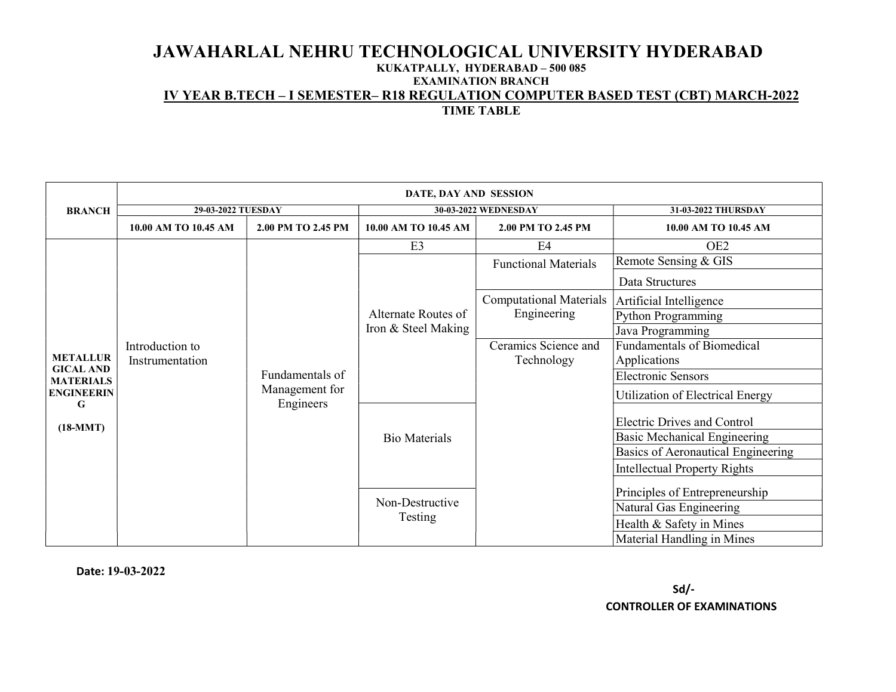# JAWAHARLAL NEHRU TECHNOLOGICAL UNIVERSITY HYDERABAD

**KUKATPALLY, HYDERABAD – 500 085**

**EXAMINATION BRANCH**

**IV YEAR B.TECH – I SEMESTER– R18 REGULATION COMPUTER BASED TEST (CBT) MARCH-2022**

**TIME TABLE**

| BRANCH | DATE, DAY AND SESSION | | | | |
|---|---|---|---|---|---|
| | 29-03-2022 TUESDAY | | 30-03-2022 WEDNESDAY | | 31-03-2022 THURSDAY |
| | 10.00 AM TO 10.45 AM | 2.00 PM TO 2.45 PM | 10.00 AM TO 10.45 AM | 2.00 PM TO 2.45 PM | 10.00 AM TO 10.45 AM |
| METALLURGICAL AND MATERIALS ENGINEERING (18-MMT) | Introduction to Instrumentation | Fundamentals of Management for Engineers | E3 | E4 | OE2 |
| | | | Alternate Routes of Iron & Steel Making | Functional Materials | Remote Sensing & GIS |
| | | | | | Data Structures |
| | | | | Computational Materials Engineering | Artificial Intelligence |
| | | | | | Python Programming |
| | | | | | Java Programming |
| | | | | Ceramics Science and Technology | Fundamentals of Biomedical Applications |
| | | | | | Electronic Sensors |
| | | | | | Utilization of Electrical Energy |
| | | | Bio Materials | | Electric Drives and Control |
| | | | | | Basic Mechanical Engineering |
| | | | | | Basics of Aeronautical Engineering |
| | | | | | Intellectual Property Rights |
| | | | Non-Destructive Testing | | Principles of Entrepreneurship |
| | | | | | Natural Gas Engineering |
| | | | | | Health & Safety in Mines |
| | | | | | Material Handling in Mines |

**Date: 19-03-2022**

**Sd/-**

**CONTROLLER OF EXAMINATIONS**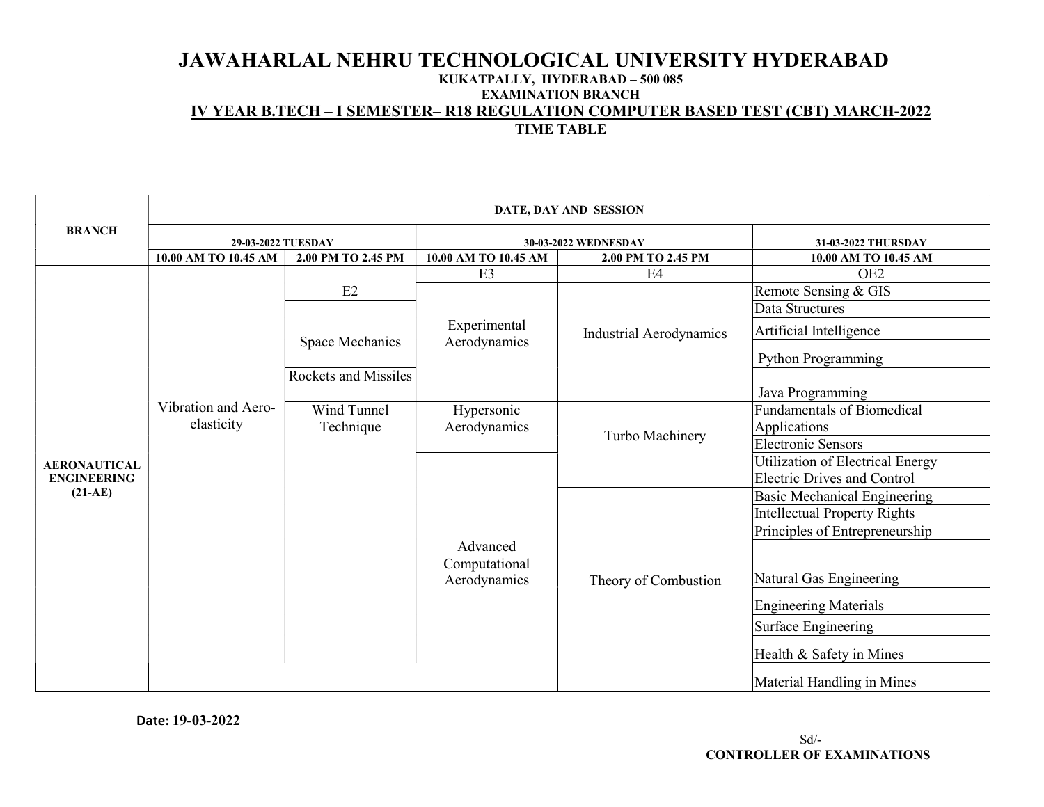# JAWAHARLAL NEHRU TECHNOLOGICAL UNIVERSITY HYDERABAD

**KUKATPALLY, HYDERABAD – 500 085**

**EXAMINATION BRANCH**

**IV YEAR B.TECH – I SEMESTER– R18 REGULATION COMPUTER BASED TEST (CBT) MARCH-2022**

**TIME TABLE**

| BRANCH | DATE, DAY AND SESSION | | | | |
|---|---|---|---|---|---|
| | 29-03-2022 TUESDAY | | 30-03-2022 WEDNESDAY | | 31-03-2022 THURSDAY |
| | 10.00 AM TO 10.45 AM | 2.00 PM TO 2.45 PM | 10.00 AM TO 10.45 AM | 2.00 PM TO 2.45 PM | 10.00 AM TO 10.45 AM |
| AERONAUTICAL ENGINEERING (21-AE) | Vibration and Aero-elasticity | E2 | E3 | E4 | OE2 |
| | | Space Mechanics | Experimental Aerodynamics | Industrial Aerodynamics | Remote Sensing & GIS |
| | | Rockets and Missiles | | | Data Structures |
| | | Wind Tunnel Technique | Hypersonic Aerodynamics | Turbo Machinery | Artificial Intelligence |
| | | | Advanced Computational Aerodynamics | Theory of Combustion | Python Programming |
| | | | | | Java Programming |
| | | | | | Fundamentals of Biomedical Applications |
| | | | | | Electronic Sensors |
| | | | | | Utilization of Electrical Energy |
| | | | | | Electric Drives and Control |
| | | | | | Basic Mechanical Engineering |
| | | | | | Intellectual Property Rights |
| | | | | | Principles of Entrepreneurship |
| | | | | | Natural Gas Engineering |
| | | | | | Engineering Materials |
| | | | | | Surface Engineering |
| | | | | | Health & Safety in Mines |
| | | | | | Material Handling in Mines |

**Date: 19-03-2022**

Sd/-

**CONTROLLER OF EXAMINATIONS**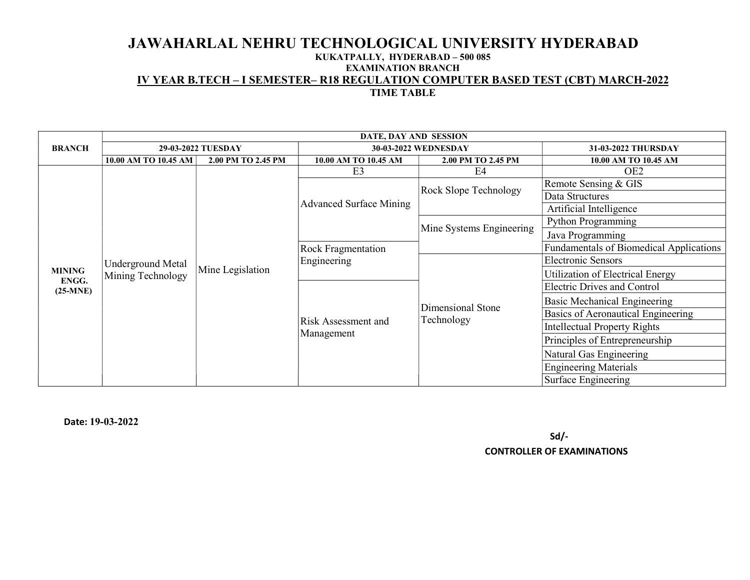# JAWAHARLAL NEHRU TECHNOLOGICAL UNIVERSITY HYDERABAD

**KUKATPALLY, HYDERABAD – 500 085**

**EXAMINATION BRANCH**

**IV YEAR B.TECH – I SEMESTER– R18 REGULATION COMPUTER BASED TEST (CBT) MARCH-2022**

**TIME TABLE**

| BRANCH | DATE, DAY AND SESSION | | | | |
|---|---|---|---|---|---|
| | 29-03-2022 TUESDAY | | 30-03-2022 WEDNESDAY | | 31-03-2022 THURSDAY |
| | 10.00 AM TO 10.45 AM | 2.00 PM TO 2.45 PM | 10.00 AM TO 10.45 AM | 2.00 PM TO 2.45 PM | 10.00 AM TO 10.45 AM |
| MINING ENGG. (25-MNE) | Underground Metal Mining Technology | Mine Legislation | E3 | E4 | OE2 |
| | | | Advanced Surface Mining | Rock Slope Technology | Remote Sensing & GIS |
| | | | | | Data Structures |
| | | | | | Artificial Intelligence |
| | | | | Mine Systems Engineering | Python Programming |
| | | | | | Java Programming |
| | | | Rock Fragmentation Engineering | | Fundamentals of Biomedical Applications |
| | | | | Dimensional Stone Technology | Electronic Sensors |
| | | | | | Utilization of Electrical Energy |
| | | | Risk Assessment and Management | | Electric Drives and Control |
| | | | | | Basic Mechanical Engineering |
| | | | | | Basics of Aeronautical Engineering |
| | | | | | Intellectual Property Rights |
| | | | | | Principles of Entrepreneurship |
| | | | | | Natural Gas Engineering |
| | | | | | Engineering Materials |
| | | | | | Surface Engineering |

**Date: 19-03-2022**

**Sd/-**

**CONTROLLER OF EXAMINATIONS**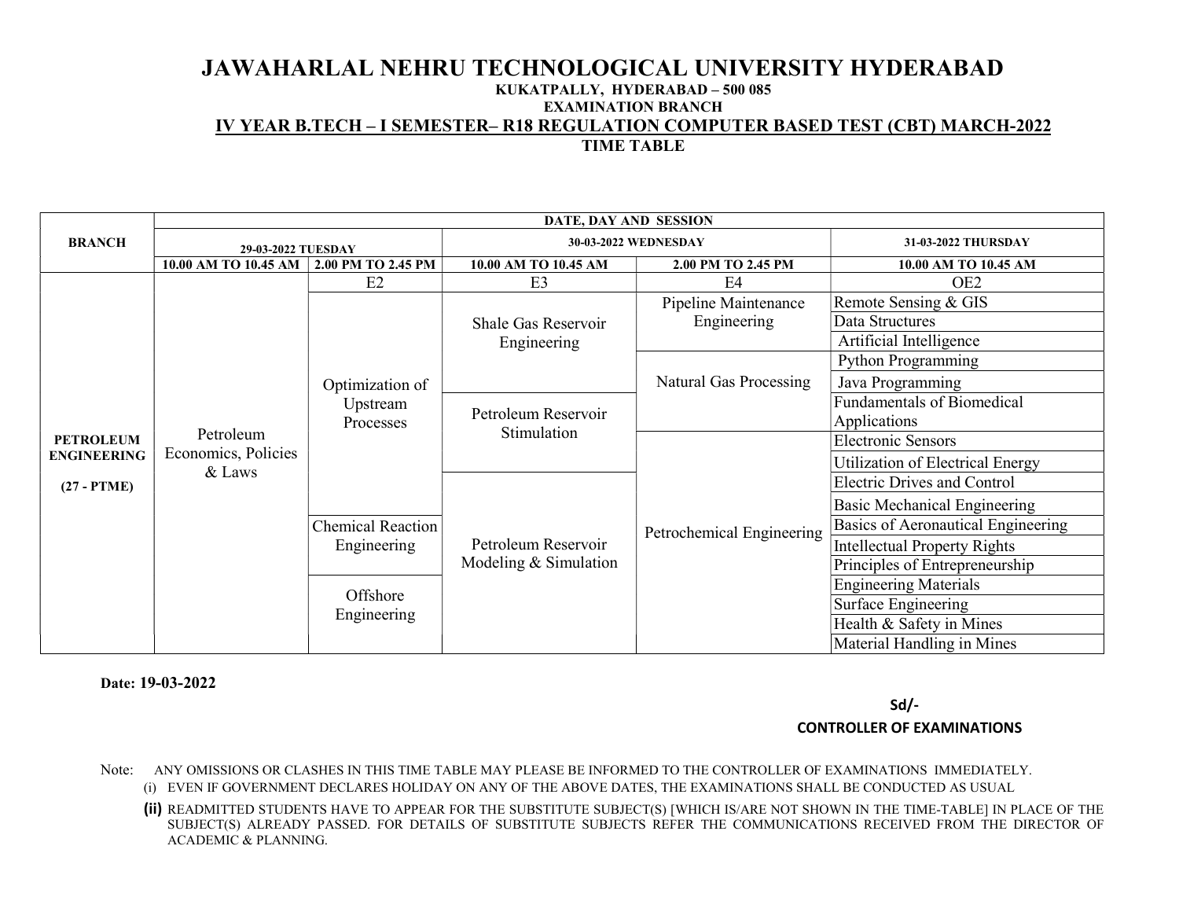# JAWAHARLAL NEHRU TECHNOLOGICAL UNIVERSITY HYDERABAD

**KUKATPALLY, HYDERABAD – 500 085**

**EXAMINATION BRANCH**

**IV YEAR B.TECH – I SEMESTER– R18 REGULATION COMPUTER BASED TEST (CBT) MARCH-2022**

**TIME TABLE**

| BRANCH | DATE, DAY AND SESSION | | | | |
|---|---|---|---|---|---|
| | 29-03-2022 TUESDAY | | 30-03-2022 WEDNESDAY | | 31-03-2022 THURSDAY |
| | 10.00 AM TO 10.45 AM | 2.00 PM TO 2.45 PM | 10.00 AM TO 10.45 AM | 2.00 PM TO 2.45 PM | 10.00 AM TO 10.45 AM |
| | | E2 | E3 | E4 | OE2 |
| PETROLEUM ENGINEERING (27 - PTME) | Petroleum Economics, Policies & Laws | Optimization of Upstream Processes | Shale Gas Reservoir Engineering | Pipeline Maintenance Engineering | Remote Sensing & GIS |
| | | | | | Data Structures |
| | | | | | Artificial Intelligence |
| | | | | Natural Gas Processing | Python Programming |
| | | | | | Java Programming |
| | | | Petroleum Reservoir Stimulation | | Fundamentals of Biomedical Applications |
| | | | | Petrochemical Engineering | Electronic Sensors |
| | | | | | Utilization of Electrical Energy |
| | | | Petroleum Reservoir Modeling & Simulation | | Electric Drives and Control |
| | | | | | Basic Mechanical Engineering |
| | | Chemical Reaction Engineering | | | Basics of Aeronautical Engineering |
| | | | | | Intellectual Property Rights |
| | | | | | Principles of Entrepreneurship |
| | | Offshore Engineering | | | Engineering Materials |
| | | | | | Surface Engineering |
| | | | | | Health & Safety in Mines |
| | | | | | Material Handling in Mines |

**Date: 19-03-2022**

**Sd/-**
**CONTROLLER OF EXAMINATIONS**

Note: ANY OMISSIONS OR CLASHES IN THIS TIME TABLE MAY PLEASE BE INFORMED TO THE CONTROLLER OF EXAMINATIONS IMMEDIATELY.

(i) EVEN IF GOVERNMENT DECLARES HOLIDAY ON ANY OF THE ABOVE DATES, THE EXAMINATIONS SHALL BE CONDUCTED AS USUAL

(ii) READMITTED STUDENTS HAVE TO APPEAR FOR THE SUBSTITUTE SUBJECT(S) [WHICH IS/ARE NOT SHOWN IN THE TIME-TABLE] IN PLACE OF THE SUBJECT(S) ALREADY PASSED. FOR DETAILS OF SUBSTITUTE SUBJECTS REFER THE COMMUNICATIONS RECEIVED FROM THE DIRECTOR OF ACADEMIC & PLANNING.